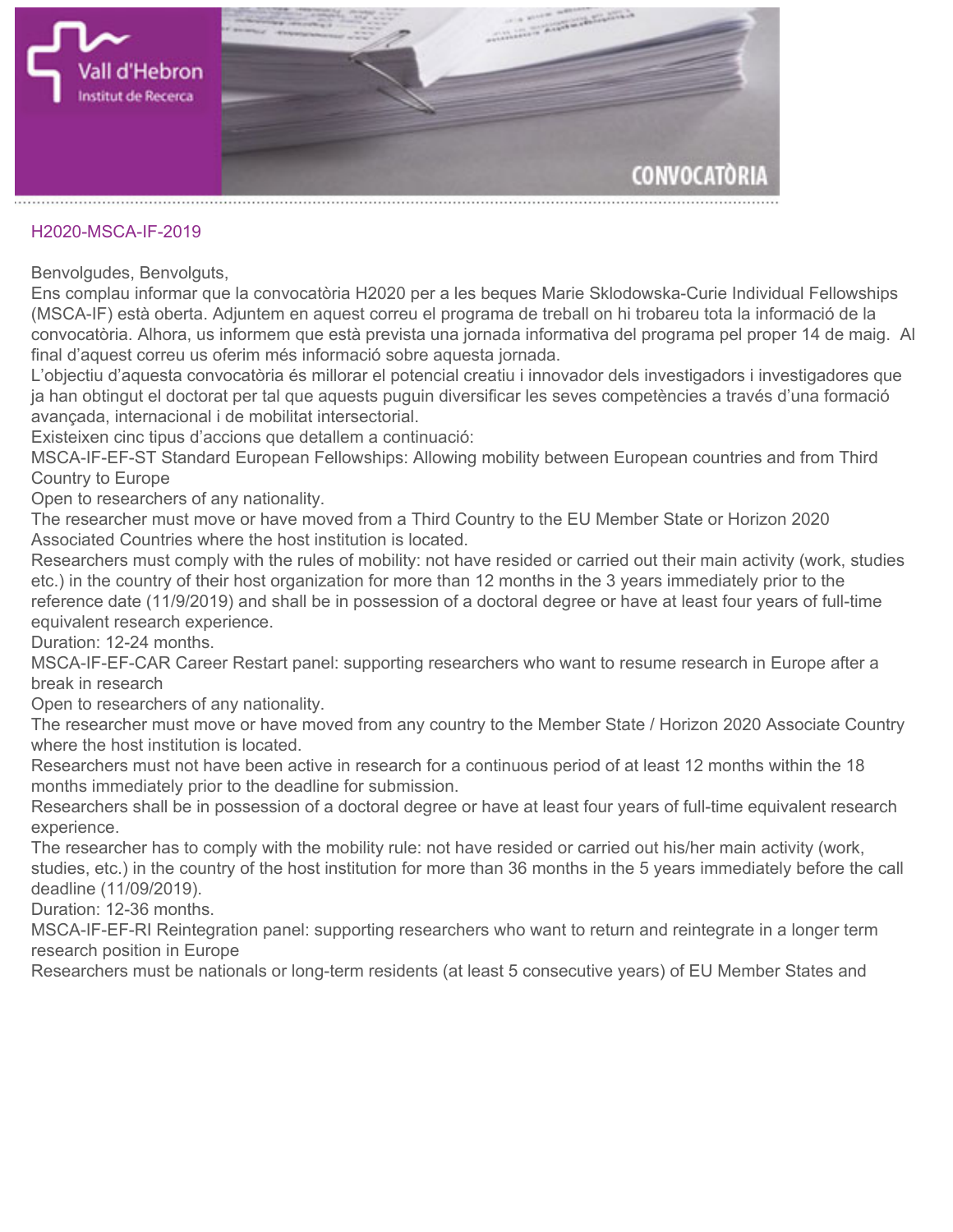H2020-MSCA-IF-2019

Benvolgudes, Benvolguts,

Ens complau informar que la convocatòria H2020 per a les beques Marie Sklodowska-Curie Individual Fellowships (MSCA-IF) està oberta. Adjuntem en aquest correu el programa de treball on hi trobareu tota la informació de la convocatòria. Alhora, us informem que està prevista una jornada informativa del programa pel proper 14 de maig. Al final d'aquest correu us oferim més informació sobre aquesta jornada.

L'objectiu d'aquesta convocatòria és millorar el potencial creatiu i innovador dels investigadors i investigadores que ja han obtingut el doctorat per tal que aquests puguin diversificar les seves competències a través d'una formació avançada, internacional i de mobilitat intersectorial.

Existeixen cinc tipus d'accions que detallem a continuació:

MSCA-IF-EF-ST Standard European Fellowships: Allowing mobility between European countries and from Third Country to Europe

Open to researchers of any nationality.

The researcher must move or have moved from a Third Country to the EU Member State or Horizon 2020 Associated Countries where the host institution is located.

Researchers must comply with the rules of mobility: not have resided or carried out their main activity (work, studies etc.) in the country of their host organization for more than 12 months in the 3 years immediately prior to the reference date (11/9/2019) and shall be in possession of a doctoral degree or have at least four years of full-time equivalent research experience.

Duration: 12-24 months.

MSCA-IF-EF-CAR Career Restart panel: supporting researchers who want to resume research in Europe after a break in research

Open to researchers of any nationality.

The researcher must move or have moved from any country to the Member State / Horizon 2020 Associate Country where the host institution is located.

Researchers must not have been active in research for a continuous period of at least 12 months within the 18 months immediately prior to the deadline for submission.

Researchers shall be in possession of a doctoral degree or have at least four years of full-time equivalent research experience.

The researcher has to comply with the mobility rule: not have resided or carried out his/her main activity (work, studies, etc.) in the country of the host institution for more than 36 months in the 5 years immediately before the call deadline (11/09/2019).

Duration: 12-36 months.

MSCA-IF-EF-RI Reintegration panel: supporting researchers who want to return and reintegrate in a longer term research position in Europe

Researchers must be nationals or long-term residents (at least 5 consecutive years) of EU Member States and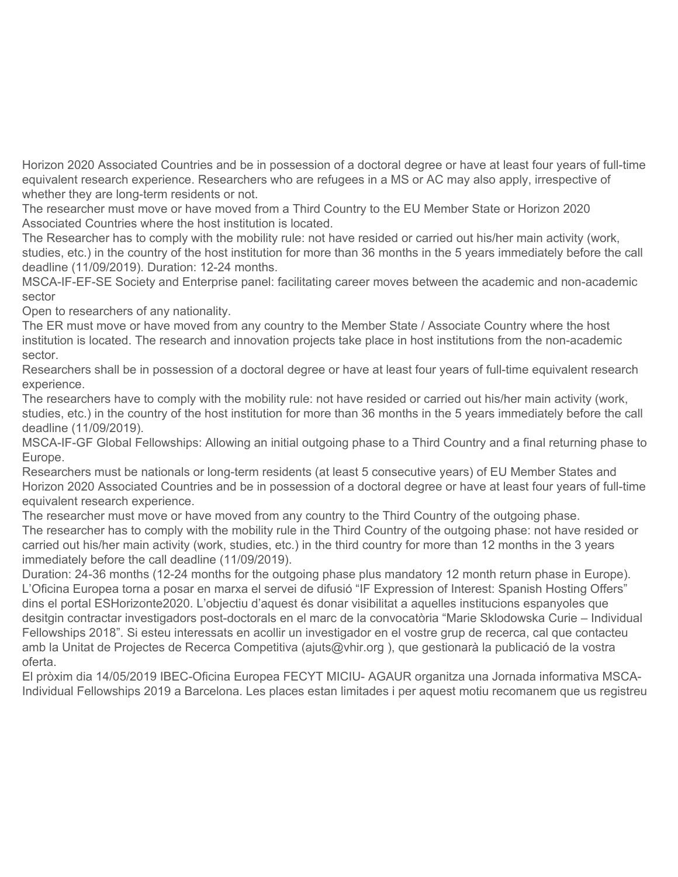Horizon 2020 Associated Countries and be in possession of a doctoral degree or have at least four years of full-time equivalent research experience. Researchers who are refugees in a MS or AC may also apply, irrespective of whether they are long-term residents or not.

The researcher must move or have moved from a Third Country to the EU Member State or Horizon 2020 Associated Countries where the host institution is located.

The Researcher has to comply with the mobility rule: not have resided or carried out his/her main activity (work, studies, etc.) in the country of the host institution for more than 36 months in the 5 years immediately before the call deadline (11/09/2019). Duration: 12-24 months.

MSCA-IF-EF-SE Society and Enterprise panel: facilitating career moves between the academic and non-academic sector

Open to researchers of any nationality.

The ER must move or have moved from any country to the Member State / Associate Country where the host institution is located. The research and innovation projects take place in host institutions from the non-academic sector.

Researchers shall be in possession of a doctoral degree or have at least four years of full-time equivalent research experience.

The researchers have to comply with the mobility rule: not have resided or carried out his/her main activity (work, studies, etc.) in the country of the host institution for more than 36 months in the 5 years immediately before the call deadline (11/09/2019).

MSCA-IF-GF Global Fellowships: Allowing an initial outgoing phase to a Third Country and a final returning phase to Europe.

Researchers must be nationals or long-term residents (at least 5 consecutive years) of EU Member States and Horizon 2020 Associated Countries and be in possession of a doctoral degree or have at least four years of full-time equivalent research experience.

The researcher must move or have moved from any country to the Third Country of the outgoing phase.

The researcher has to comply with the mobility rule in the Third Country of the outgoing phase: not have resided or carried out his/her main activity (work, studies, etc.) in the third country for more than 12 months in the 3 years immediately before the call deadline (11/09/2019).

Duration: 24-36 months (12-24 months for the outgoing phase plus mandatory 12 month return phase in Europe).

L'Oficina Europea torna a posar en marxa el servei de difusió "IF Expression of Interest: Spanish Hosting Offers" dins el portal ESHorizonte2020. L'objectiu d'aquest és donar visibilitat a aquelles institucions espanyoles que desitgin contractar investigadors post-doctorals en el marc de la convocatòria "Marie Sklodowska Curie – Individual Fellowships 2018". Si esteu interessats en acollir un investigador en el vostre grup de recerca, cal que contacteu amb la Unitat de Projectes de Recerca Competitiva (ajuts@vhir.org ), que gestionarà la publicació de la vostra oferta.

El pròxim dia 14/05/2019 IBEC-Oficina Europea FECYT MICIU- AGAUR organitza una Jornada informativa MSCA-Individual Fellowships 2019 a Barcelona. Les places estan limitades i per aquest motiu recomanem que us registreu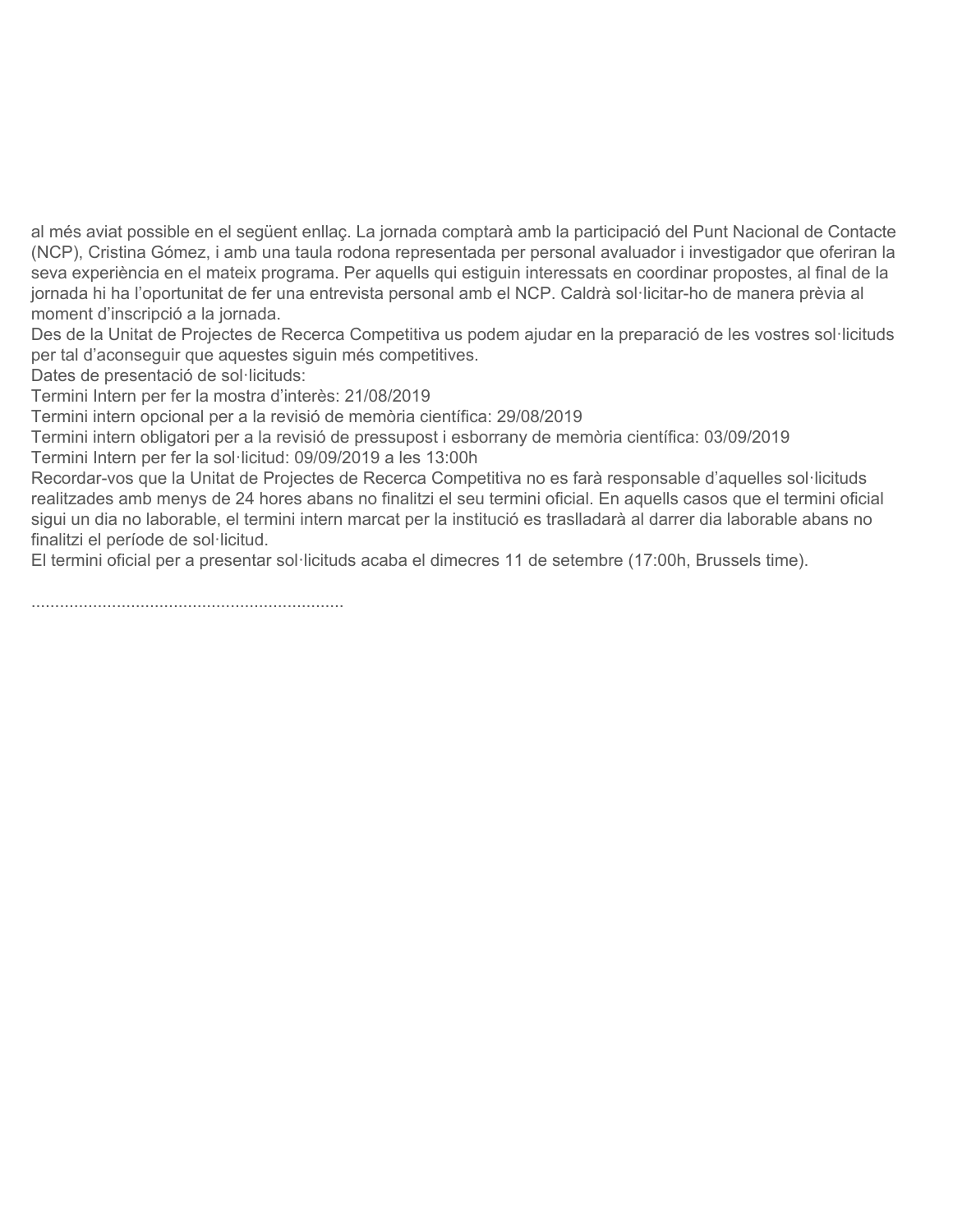al més aviat possible en el següent enllaç. La jornada comptarà amb la participació del Punt Nacional de Contacte (NCP), Cristina Gómez, i amb una taula rodona representada per personal avaluador i investigador que oferiran la seva experiència en el mateix programa. Per aquells qui estiguin interessats en coordinar propostes, al final de la jornada hi ha l'oportunitat de fer una entrevista personal amb el NCP. Caldrà sol·licitar-ho de manera prèvia al moment d'inscripció a la jornada.

Des de la Unitat de Projectes de Recerca Competitiva us podem ajudar en la preparació de les vostres sol·licituds per tal d'aconseguir que aquestes siguin més competitives.

Dates de presentació de sol·licituds:

Termini Intern per fer la mostra d'interès: 21/08/2019

Termini intern opcional per a la revisió de memòria científica: 29/08/2019

Termini intern obligatori per a la revisió de pressupost i esborrany de memòria científica: 03/09/2019

Termini Intern per fer la sol·licitud: 09/09/2019 a les 13:00h

Recordar-vos que la Unitat de Projectes de Recerca Competitiva no es farà responsable d'aquelles sol·licituds realitzades amb menys de 24 hores abans no finalitzi el seu termini oficial. En aquells casos que el termini oficial sigui un dia no laborable, el termini intern marcat per la institució es traslladarà al darrer dia laborable abans no finalitzi el període de sol·licitud.

El termini oficial per a presentar sol·licituds acaba el dimecres 11 de setembre (17:00h, Brussels time).

..................................................................